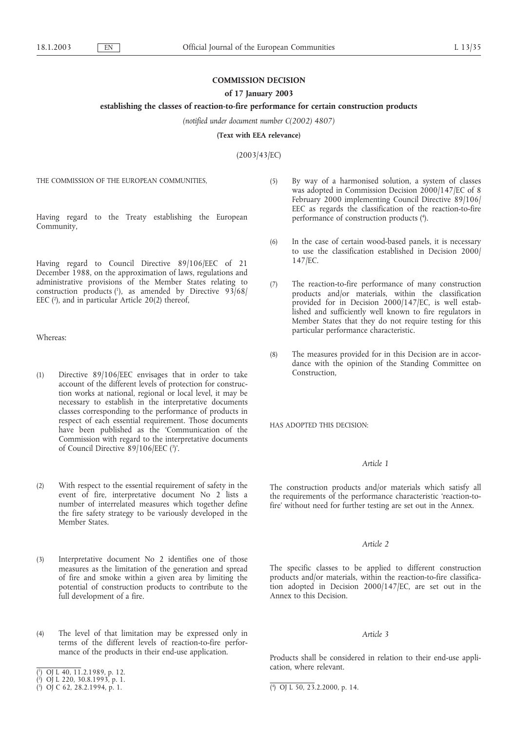# COMMISSION DECISION

## of 17 January 2003

## establishing the classes of reaction-to-fire performance for certain construction products

*(notified under document number C(2002) 4807)*

**(Text with EEA relevance)**

(2003/43/EC)

THE COMMISSION OF THE EUROPEAN COMMUNITIES,

Having regard to the Treaty establishing the European Community,

Having regard to Council Directive 89/106/EEC of 21 December 1988, on the approximation of laws, regulations and administrative provisions of the Member States relating to construction products [1], as amended by Directive 93/68/EEC [2], and in particular Article 20(2) thereof,

Whereas:

(1) Directive 89/106/EEC envisages that in order to take account of the different levels of protection for construction works at national, regional or local level, it may be necessary to establish in the interpretative documents classes corresponding to the performance of products in respect of each essential requirement. Those documents have been published as the 'Communication of the Commission with regard to the interpretative documents of Council Directive 89/106/EEC [3]'.

(2) With respect to the essential requirement of safety in the event of fire, interpretative document No 2 lists a number of interrelated measures which together define the fire safety strategy to be variously developed in the Member States.

(3) Interpretative document No 2 identifies one of those measures as the limitation of the generation and spread of fire and smoke within a given area by limiting the potential of construction products to contribute to the full development of a fire.

(4) The level of that limitation may be expressed only in terms of the different levels of reaction-to-fire performance of the products in their end-use application.

(5) By way of a harmonised solution, a system of classes was adopted in Commission Decision 2000/147/EC of 8 February 2000 implementing Council Directive 89/106/EEC as regards the classification of the reaction-to-fire performance of construction products [4].

(6) In the case of certain wood-based panels, it is necessary to use the classification established in Decision 2000/147/EC.

(7) The reaction-to-fire performance of many construction products and/or materials, within the classification provided for in Decision 2000/147/EC, is well established and sufficiently well known to fire regulators in Member States that they do not require testing for this particular performance characteristic.

(8) The measures provided for in this Decision are in accordance with the opinion of the Standing Committee on Construction,

HAS ADOPTED THIS DECISION:

*Article 1*

The construction products and/or materials which satisfy all the requirements of the performance characteristic 'reaction-to-fire' without need for further testing are set out in the Annex.

*Article 2*

The specific classes to be applied to different construction products and/or materials, within the reaction-to-fire classification adopted in Decision 2000/147/EC, are set out in the Annex to this Decision.

*Article 3*

Products shall be considered in relation to their end-use application, where relevant.

---

[1] OJ L 40, 11.2.1989, p. 12.

[2] OJ L 220, 30.8.1993, p. 1.

[3] OJ C 62, 28.2.1994, p. 1.

[4] OJ L 50, 23.2.2000, p. 14.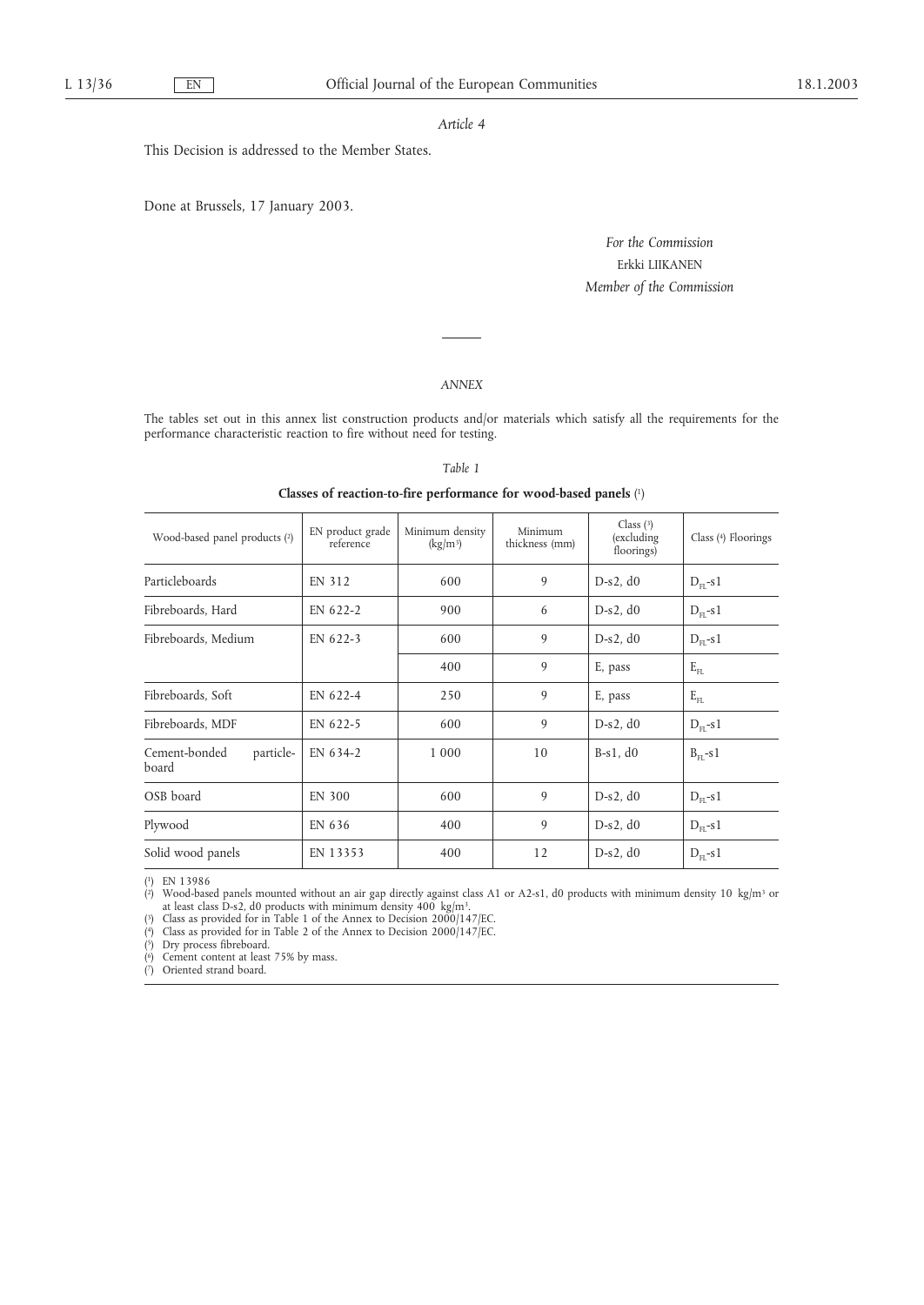*Article 4*

This Decision is addressed to the Member States.

Done at Brussels, 17 January 2003.

*For the Commission*

Erkki LIIKANEN

*Member of the Commission*

---

*ANNEX*

The tables set out in this annex list construction products and/or materials which satisfy all the requirements for the performance characteristic reaction to fire without need for testing.

*Table 1*

**Classes of reaction-to-fire performance for wood-based panels** (1)

| Wood-based panel products (2) | EN product grade reference | Minimum density (kg/m³) | Minimum thickness (mm) | Class (3) (excluding floorings) | Class (4) Floorings |
|---|---|---|---|---|---|
| Particleboards | EN 312 | 600 | 9 | D-s2, d0 | $D_{FL}$-s1 |
| Fibreboards, Hard | EN 622-2 | 900 | 6 | D-s2, d0 | $D_{FL}$-s1 |
| Fibreboards, Medium | EN 622-3 | 600 | 9 | D-s2, d0 | $D_{FL}$-s1 |
| | | 400 | 9 | E, pass | $E_{FL}$ |
| Fibreboards, Soft | EN 622-4 | 250 | 9 | E, pass | $E_{FL}$ |
| Fibreboards, MDF | EN 622-5 | 600 | 9 | D-s2, d0 | $D_{FL}$-s1 |
| Cement-bonded particle-board | EN 634-2 | 1 000 | 10 | B-s1, d0 | $B_{FL}$-s1 |
| OSB board | EN 300 | 600 | 9 | D-s2, d0 | $D_{FL}$-s1 |
| Plywood | EN 636 | 400 | 9 | D-s2, d0 | $D_{FL}$-s1 |
| Solid wood panels | EN 13353 | 400 | 12 | D-s2, d0 | $D_{FL}$-s1 |

(1) EN 13986

(2) Wood-based panels mounted without an air gap directly against class A1 or A2-s1, d0 products with minimum density 10 kg/m³ or at least class D-s2, d0 products with minimum density 400 kg/m³.

(3) Class as provided for in Table 1 of the Annex to Decision 2000/147/EC.

(4) Class as provided for in Table 2 of the Annex to Decision 2000/147/EC.

(5) Dry process fibreboard.

(6) Cement content at least 75% by mass.

(7) Oriented strand board.